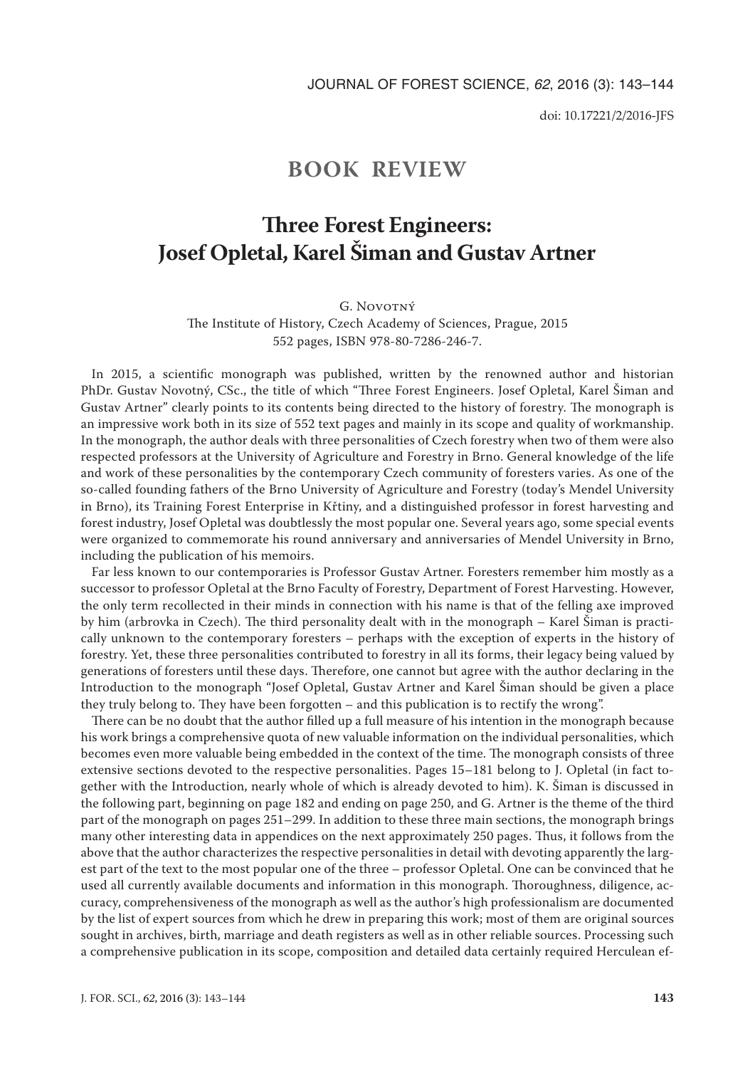# BOOK REVIEW

## Three Forest Engineers: Josef Opletal, Karel Šiman and Gustav Artner

G. Novotný
The Institute of History, Czech Academy of Sciences, Prague, 2015
552 pages, ISBN 978-80-7286-246-7.

In 2015, a scientific monograph was published, written by the renowned author and historian PhDr. Gustav Novotný, CSc., the title of which "Three Forest Engineers. Josef Opletal, Karel Šiman and Gustav Artner" clearly points to its contents being directed to the history of forestry. The monograph is an impressive work both in its size of 552 text pages and mainly in its scope and quality of workmanship. In the monograph, the author deals with three personalities of Czech forestry when two of them were also respected professors at the University of Agriculture and Forestry in Brno. General knowledge of the life and work of these personalities by the contemporary Czech community of foresters varies. As one of the so-called founding fathers of the Brno University of Agriculture and Forestry (today's Mendel University in Brno), its Training Forest Enterprise in Křtiny, and a distinguished professor in forest harvesting and forest industry, Josef Opletal was doubtlessly the most popular one. Several years ago, some special events were organized to commemorate his round anniversary and anniversaries of Mendel University in Brno, including the publication of his memoirs.

Far less known to our contemporaries is Professor Gustav Artner. Foresters remember him mostly as a successor to professor Opletal at the Brno Faculty of Forestry, Department of Forest Harvesting. However, the only term recollected in their minds in connection with his name is that of the felling axe improved by him (arbrovka in Czech). The third personality dealt with in the monograph – Karel Šiman is practically unknown to the contemporary foresters – perhaps with the exception of experts in the history of forestry. Yet, these three personalities contributed to forestry in all its forms, their legacy being valued by generations of foresters until these days. Therefore, one cannot but agree with the author declaring in the Introduction to the monograph "Josef Opletal, Gustav Artner and Karel Šiman should be given a place they truly belong to. They have been forgotten – and this publication is to rectify the wrong".

There can be no doubt that the author filled up a full measure of his intention in the monograph because his work brings a comprehensive quota of new valuable information on the individual personalities, which becomes even more valuable being embedded in the context of the time. The monograph consists of three extensive sections devoted to the respective personalities. Pages 15–181 belong to J. Opletal (in fact together with the Introduction, nearly whole of which is already devoted to him). K. Šiman is discussed in the following part, beginning on page 182 and ending on page 250, and G. Artner is the theme of the third part of the monograph on pages 251–299. In addition to these three main sections, the monograph brings many other interesting data in appendices on the next approximately 250 pages. Thus, it follows from the above that the author characterizes the respective personalities in detail with devoting apparently the largest part of the text to the most popular one of the three – professor Opletal. One can be convinced that he used all currently available documents and information in this monograph. Thoroughness, diligence, accuracy, comprehensiveness of the monograph as well as the author's high professionalism are documented by the list of expert sources from which he drew in preparing this work; most of them are original sources sought in archives, birth, marriage and death registers as well as in other reliable sources. Processing such a comprehensive publication in its scope, composition and detailed data certainly required Herculean ef-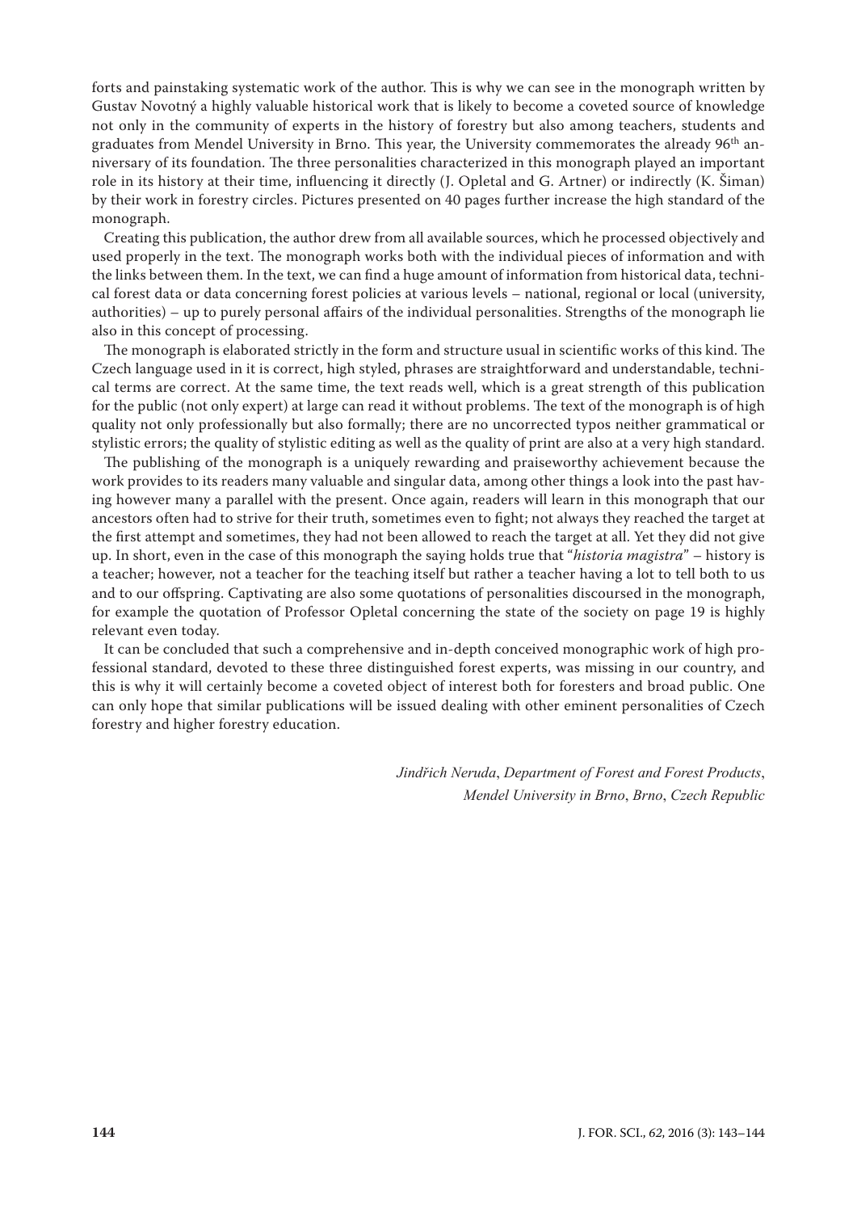forts and painstaking systematic work of the author. This is why we can see in the monograph written by Gustav Novotný a highly valuable historical work that is likely to become a coveted source of knowledge not only in the community of experts in the history of forestry but also among teachers, students and graduates from Mendel University in Brno. This year, the University commemorates the already 96$^{th}$ anniversary of its foundation. The three personalities characterized in this monograph played an important role in its history at their time, influencing it directly (J. Opletal and G. Artner) or indirectly (K. Šiman) by their work in forestry circles. Pictures presented on 40 pages further increase the high standard of the monograph.

Creating this publication, the author drew from all available sources, which he processed objectively and used properly in the text. The monograph works both with the individual pieces of information and with the links between them. In the text, we can find a huge amount of information from historical data, technical forest data or data concerning forest policies at various levels – national, regional or local (university, authorities) – up to purely personal affairs of the individual personalities. Strengths of the monograph lie also in this concept of processing.

The monograph is elaborated strictly in the form and structure usual in scientific works of this kind. The Czech language used in it is correct, high styled, phrases are straightforward and understandable, technical terms are correct. At the same time, the text reads well, which is a great strength of this publication for the public (not only expert) at large can read it without problems. The text of the monograph is of high quality not only professionally but also formally; there are no uncorrected typos neither grammatical or stylistic errors; the quality of stylistic editing as well as the quality of print are also at a very high standard.

The publishing of the monograph is a uniquely rewarding and praiseworthy achievement because the work provides to its readers many valuable and singular data, among other things a look into the past having however many a parallel with the present. Once again, readers will learn in this monograph that our ancestors often had to strive for their truth, sometimes even to fight; not always they reached the target at the first attempt and sometimes, they had not been allowed to reach the target at all. Yet they did not give up. In short, even in the case of this monograph the saying holds true that "*historia magistra*" – history is a teacher; however, not a teacher for the teaching itself but rather a teacher having a lot to tell both to us and to our offspring. Captivating are also some quotations of personalities discoursed in the monograph, for example the quotation of Professor Opletal concerning the state of the society on page 19 is highly relevant even today.

It can be concluded that such a comprehensive and in-depth conceived monographic work of high professional standard, devoted to these three distinguished forest experts, was missing in our country, and this is why it will certainly become a coveted object of interest both for foresters and broad public. One can only hope that similar publications will be issued dealing with other eminent personalities of Czech forestry and higher forestry education.

*Jindřich Neruda*, *Department of Forest and Forest Products*, *Mendel University in Brno*, *Brno*, *Czech Republic*